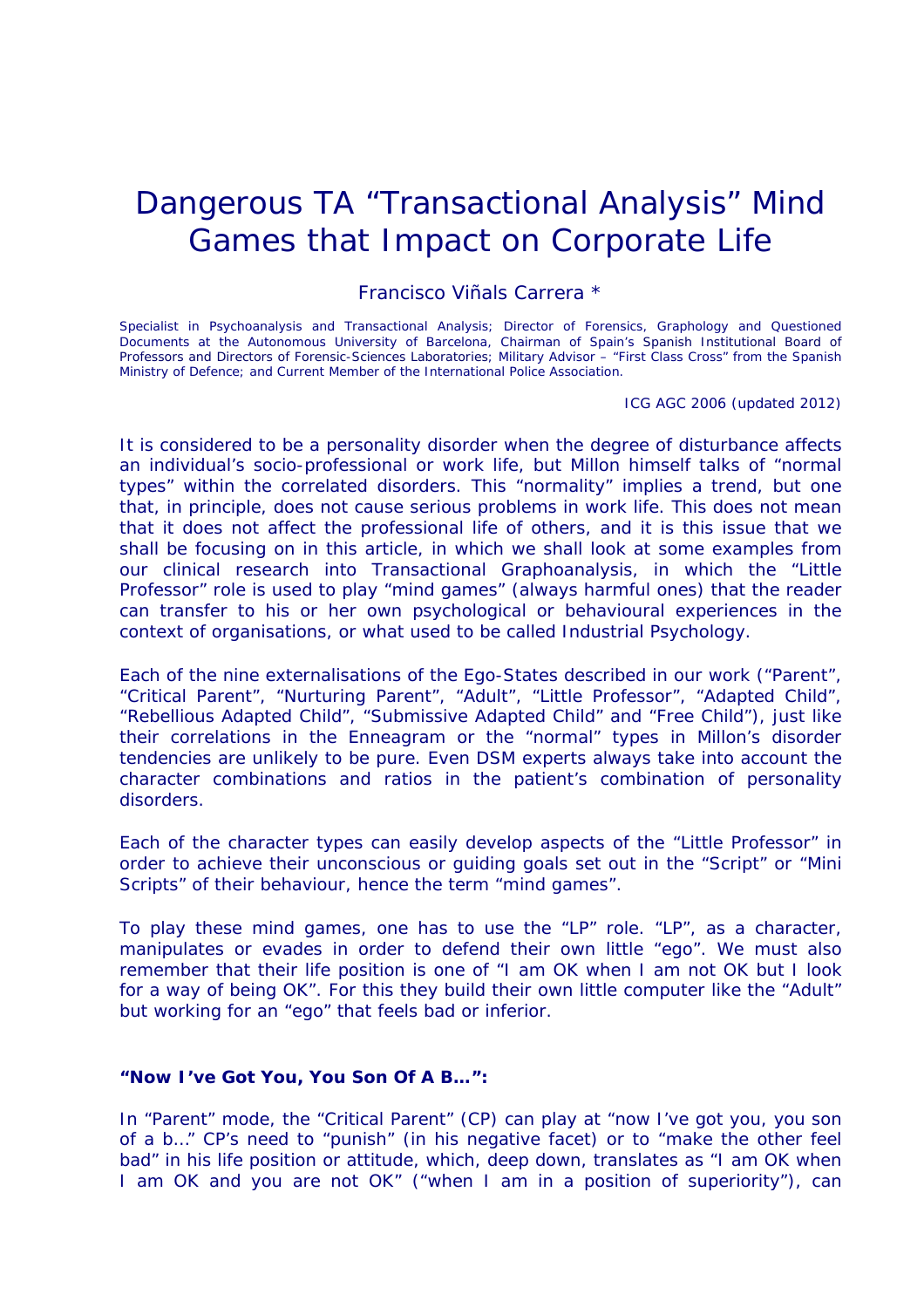# Dangerous TA "Transactional Analysis" Mind Games that Impact on Corporate Life

Francisco Viñals Carrera *

Specialist in Psychoanalysis and Transactional Analysis; Director of Forensics, Graphology and Questioned Documents at the Autonomous University of Barcelona, Chairman of Spain's Spanish Institutional Board of Professors and Directors of Forensic-Sciences Laboratories; Military Advisor – "First Class Cross" from the Spanish Ministry of Defence; and Current Member of the International Police Association.

ICG AGC 2006 (updated 2012)

It is considered to be a personality disorder when the degree of disturbance affects an individual's socio-professional or work life, but Millon himself talks of "normal types" within the correlated disorders. This "normality" implies a trend, but one that, in principle, does not cause serious problems in work life. This does not mean that it does not affect the professional life of others, and it is this issue that we shall be focusing on in this article, in which we shall look at some examples from our clinical research into Transactional Graphoanalysis, in which the "Little Professor" role is used to play "mind games" (always harmful ones) that the reader can transfer to his or her own psychological or behavioural experiences in the context of organisations, or what used to be called Industrial Psychology.

Each of the nine externalisations of the Ego-States described in our work ("Parent", "Critical Parent", "Nurturing Parent", "Adult", "Little Professor", "Adapted Child", "Rebellious Adapted Child", "Submissive Adapted Child" and "Free Child"), just like their correlations in the Enneagram or the "normal" types in Millon's disorder tendencies are unlikely to be pure. Even DSM experts always take into account the character combinations and ratios in the patient's combination of personality disorders.

Each of the character types can easily develop aspects of the "Little Professor" in order to achieve their unconscious or guiding goals set out in the "Script" or "Mini Scripts" of their behaviour, hence the term "mind games".

To play these mind games, one has to use the "LP" role. "LP", as a character, manipulates or evades in order to defend their own little "ego". We must also remember that their life position is one of "I am OK when I am not OK but I look for a way of being OK". For this they build their own little computer like the "Adult" but working for an "ego" that feels bad or inferior.

**"Now I've Got You, You Son Of A B…":**

In "Parent" mode, the "Critical Parent" (CP) can play at "now I've got you, you son of a b…" CP's need to "punish" (in his negative facet) or to "make the other feel bad" in his life position or attitude, which, deep down, translates as "I am OK when I am OK and you are not OK" ("when I am in a position of superiority"), can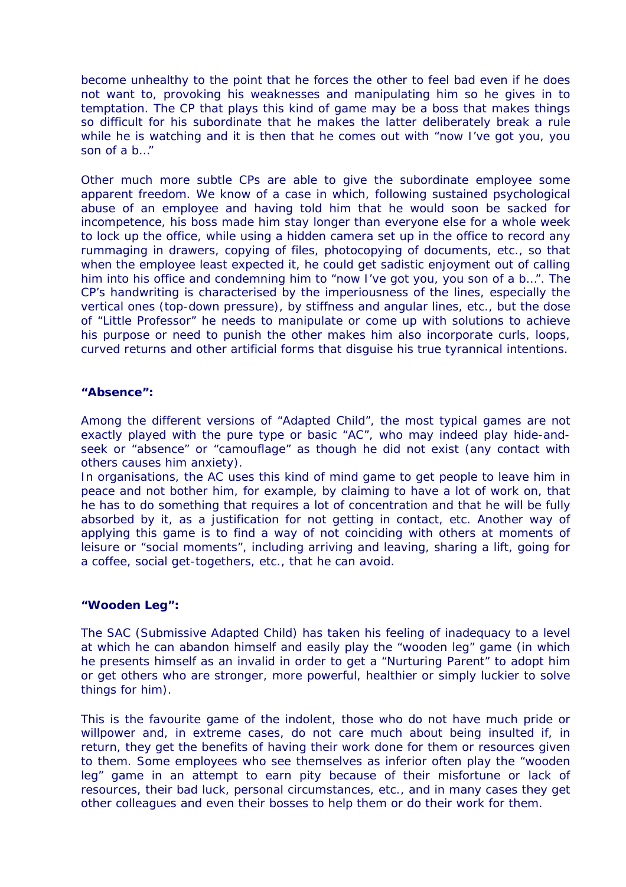become unhealthy to the point that he forces the other to feel bad even if he does not want to, provoking his weaknesses and manipulating him so he gives in to temptation. The CP that plays this kind of game may be a boss that makes things so difficult for his subordinate that he makes the latter deliberately break a rule while he is watching and it is then that he comes out with "now I've got you, you son of a b…"

Other much more subtle CPs are able to give the subordinate employee some apparent freedom. We know of a case in which, following sustained psychological abuse of an employee and having told him that he would soon be sacked for incompetence, his boss made him stay longer than everyone else for a whole week to lock up the office, while using a hidden camera set up in the office to record any rummaging in drawers, copying of files, photocopying of documents, etc., so that when the employee least expected it, he could get sadistic enjoyment out of calling him into his office and condemning him to "now I've got you, you son of a b…". The CP's handwriting is characterised by the imperiousness of the lines, especially the vertical ones (top-down pressure), by stiffness and angular lines, etc., but the dose of "Little Professor" he needs to manipulate or come up with solutions to achieve his purpose or need to punish the other makes him also incorporate curls, loops, curved returns and other artificial forms that disguise his true tyrannical intentions.

**"Absence":**

Among the different versions of "Adapted Child", the most typical games are not exactly played with the pure type or basic "AC", who may indeed play hide-and-seek or "absence" or "camouflage" as though he did not exist (any contact with others causes him anxiety).
In organisations, the AC uses this kind of mind game to get people to leave him in peace and not bother him, for example, by claiming to have a lot of work on, that he has to do something that requires a lot of concentration and that he will be fully absorbed by it, as a justification for not getting in contact, etc. Another way of applying this game is to find a way of not coinciding with others at moments of leisure or "social moments", including arriving and leaving, sharing a lift, going for a coffee, social get-togethers, etc., that he can avoid.

**"Wooden Leg":**

The SAC (Submissive Adapted Child) has taken his feeling of inadequacy to a level at which he can abandon himself and easily play the "wooden leg" game (in which he presents himself as an invalid in order to get a "Nurturing Parent" to adopt him or get others who are stronger, more powerful, healthier or simply luckier to solve things for him).

This is the favourite game of the indolent, those who do not have much pride or willpower and, in extreme cases, do not care much about being insulted if, in return, they get the benefits of having their work done for them or resources given to them. Some employees who see themselves as inferior often play the "wooden leg" game in an attempt to earn pity because of their misfortune or lack of resources, their bad luck, personal circumstances, etc., and in many cases they get other colleagues and even their bosses to help them or do their work for them.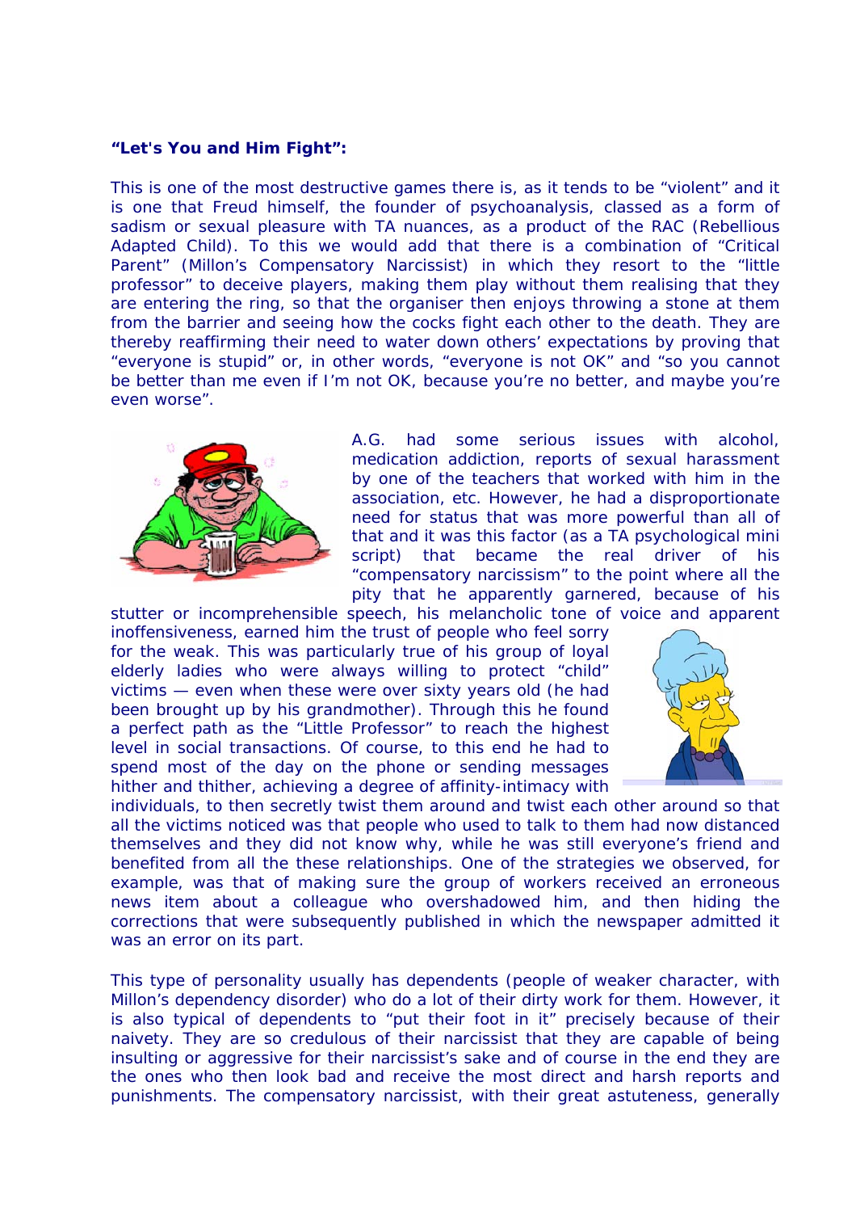**"Let's You and Him Fight":**

This is one of the most destructive games there is, as it tends to be "violent" and it is one that Freud himself, the founder of psychoanalysis, classed as a form of sadism or sexual pleasure with TA nuances, as a product of the RAC (Rebellious Adapted Child). To this we would add that there is a combination of "Critical Parent" (Millon's Compensatory Narcissist) in which they resort to the "little professor" to deceive players, making them play without them realising that they are entering the ring, so that the organiser then enjoys throwing a stone at them from the barrier and seeing how the cocks fight each other to the death. They are thereby reaffirming their need to water down others' expectations by proving that "everyone is stupid" or, in other words, "everyone is not OK" and "so you cannot be better than me even if I'm not OK, because you're no better, and maybe you're even worse".

A.G. had some serious issues with alcohol, medication addiction, reports of sexual harassment by one of the teachers that worked with him in the association, etc. However, he had a disproportionate need for status that was more powerful than all of that and it was this factor (as a TA psychological mini script) that became the real driver of his "compensatory narcissism" to the point where all the pity that he apparently garnered, because of his stutter or incomprehensible speech, his melancholic tone of voice and apparent inoffensiveness, earned him the trust of people who feel sorry for the weak. This was particularly true of his group of loyal elderly ladies who were always willing to protect "child" victims — even when these were over sixty years old (he had been brought up by his grandmother). Through this he found a perfect path as the "Little Professor" to reach the highest level in social transactions. Of course, to this end he had to spend most of the day on the phone or sending messages hither and thither, achieving a degree of affinity-intimacy with individuals, to then secretly twist them around and twist each other around so that all the victims noticed was that people who used to talk to them had now distanced themselves and they did not know why, while he was still everyone's friend and benefited from all the these relationships. One of the strategies we observed, for example, was that of making sure the group of workers received an erroneous news item about a colleague who overshadowed him, and then hiding the corrections that were subsequently published in which the newspaper admitted it was an error on its part.

This type of personality usually has dependents (people of weaker character, with Millon's dependency disorder) who do a lot of their dirty work for them. However, it is also typical of dependents to "put their foot in it" precisely because of their naivety. They are so credulous of their narcissist that they are capable of being insulting or aggressive for their narcissist's sake and of course in the end they are the ones who then look bad and receive the most direct and harsh reports and punishments. The compensatory narcissist, with their great astuteness, generally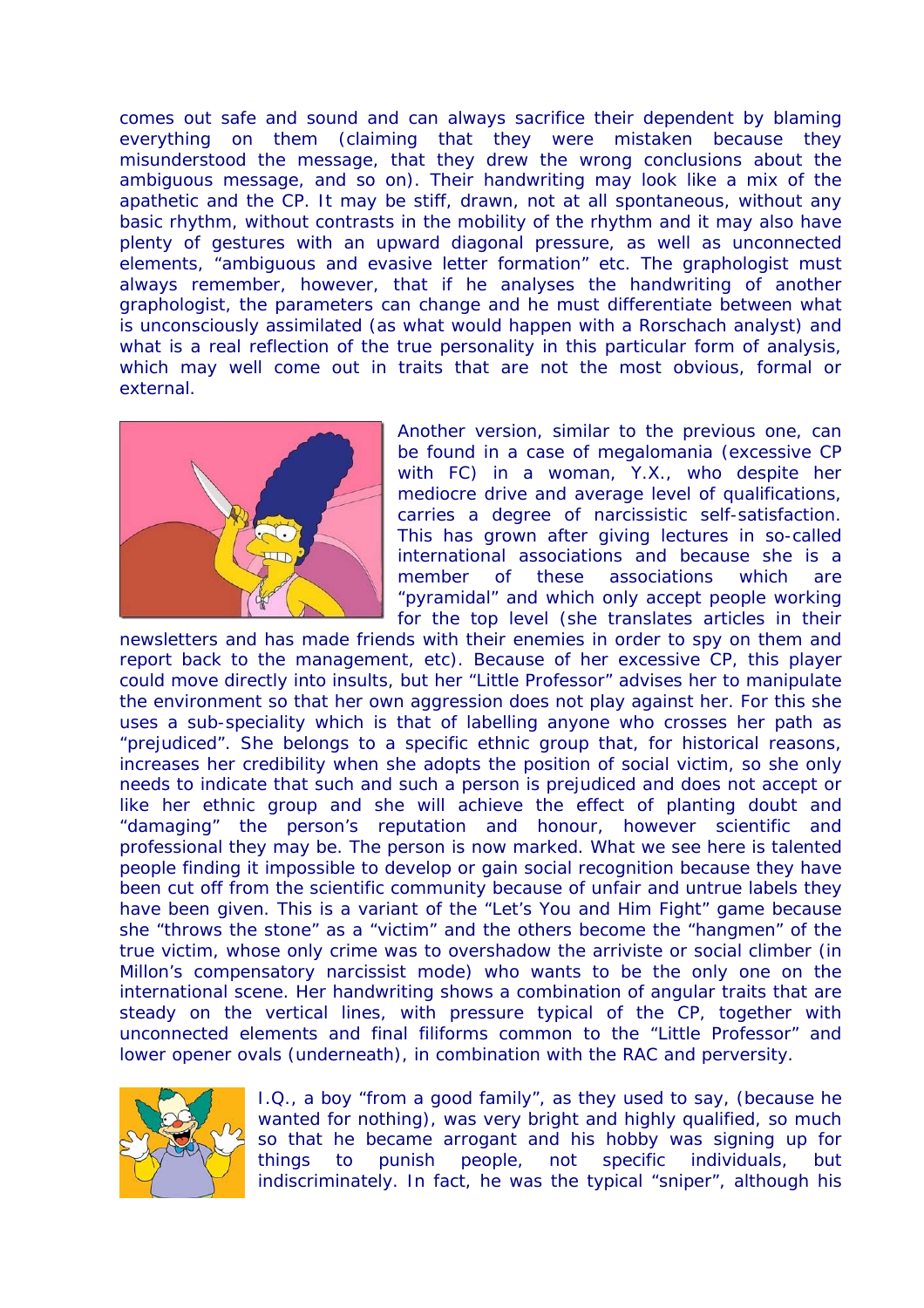comes out safe and sound and can always sacrifice their dependent by blaming everything on them (claiming that they were mistaken because they misunderstood the message, that they drew the wrong conclusions about the ambiguous message, and so on). Their handwriting may look like a mix of the apathetic and the CP. It may be stiff, drawn, not at all spontaneous, without any basic rhythm, without contrasts in the mobility of the rhythm and it may also have plenty of gestures with an upward diagonal pressure, as well as unconnected elements, "ambiguous and evasive letter formation" etc. The graphologist must always remember, however, that if he analyses the handwriting of another graphologist, the parameters can change and he must differentiate between what is unconsciously assimilated (as what would happen with a Rorschach analyst) and what is a real reflection of the true personality in this particular form of analysis, which may well come out in traits that are not the most obvious, formal or external.

Another version, similar to the previous one, can be found in a case of megalomania (excessive CP with FC) in a woman, Y.X., who despite her mediocre drive and average level of qualifications, carries a degree of narcissistic self-satisfaction. This has grown after giving lectures in so-called international associations and because she is a member of these associations which are "pyramidal" and which only accept people working for the top level (she translates articles in their newsletters and has made friends with their enemies in order to spy on them and report back to the management, etc). Because of her excessive CP, this player could move directly into insults, but her "Little Professor" advises her to manipulate the environment so that her own aggression does not play against her. For this she uses a sub-speciality which is that of labelling anyone who crosses her path as "prejudiced". She belongs to a specific ethnic group that, for historical reasons, increases her credibility when she adopts the position of social victim, so she only needs to indicate that such and such a person is prejudiced and does not accept or like her ethnic group and she will achieve the effect of planting doubt and "damaging" the person's reputation and honour, however scientific and professional they may be. The person is now marked. What we see here is talented people finding it impossible to develop or gain social recognition because they have been cut off from the scientific community because of unfair and untrue labels they have been given. This is a variant of the "Let's You and Him Fight" game because she "throws the stone" as a "victim" and the others become the "hangmen" of the true victim, whose only crime was to overshadow the arriviste or social climber (in Millon's compensatory narcissist mode) who wants to be the only one on the international scene. Her handwriting shows a combination of angular traits that are steady on the vertical lines, with pressure typical of the CP, together with unconnected elements and final filiforms common to the "Little Professor" and lower opener ovals (underneath), in combination with the RAC and perversity.

I.Q., a boy "from a good family", as they used to say, (because he wanted for nothing), was very bright and highly qualified, so much so that he became arrogant and his hobby was signing up for things to punish people, not specific individuals, but indiscriminately. In fact, he was the typical "sniper", although his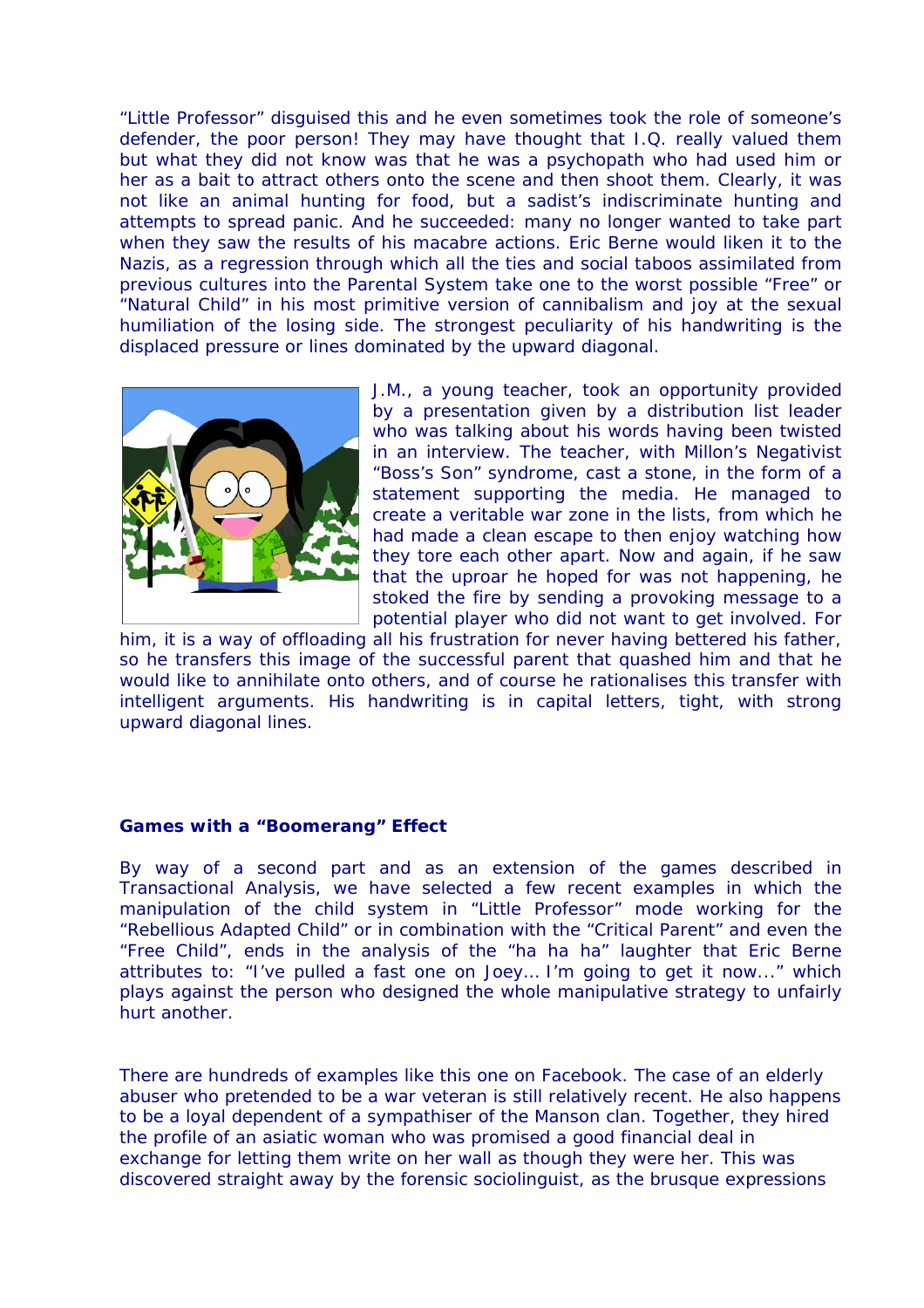"Little Professor" disguised this and he even sometimes took the role of someone's defender, the poor person! They may have thought that I.Q. really valued them but what they did not know was that he was a psychopath who had used him or her as a bait to attract others onto the scene and then shoot them. Clearly, it was not like an animal hunting for food, but a sadist's indiscriminate hunting and attempts to spread panic. And he succeeded: many no longer wanted to take part when they saw the results of his macabre actions. Eric Berne would liken it to the Nazis, as a regression through which all the ties and social taboos assimilated from previous cultures into the Parental System take one to the worst possible "Free" or "Natural Child" in his most primitive version of cannibalism and joy at the sexual humiliation of the losing side. The strongest peculiarity of his handwriting is the displaced pressure or lines dominated by the upward diagonal.

J.M., a young teacher, took an opportunity provided by a presentation given by a distribution list leader who was talking about his words having been twisted in an interview. The teacher, with Millon's Negativist "Boss's Son" syndrome, cast a stone, in the form of a statement supporting the media. He managed to create a veritable war zone in the lists, from which he had made a clean escape to then enjoy watching how they tore each other apart. Now and again, if he saw that the uproar he hoped for was not happening, he stoked the fire by sending a provoking message to a potential player who did not want to get involved. For him, it is a way of offloading all his frustration for never having bettered his father, so he transfers this image of the successful parent that quashed him and that he would like to annihilate onto others, and of course he rationalises this transfer with intelligent arguments. His handwriting is in capital letters, tight, with strong upward diagonal lines.

### Games with a "Boomerang" Effect

By way of a second part and as an extension of the games described in Transactional Analysis, we have selected a few recent examples in which the manipulation of the child system in "Little Professor" mode working for the "Rebellious Adapted Child" or in combination with the "Critical Parent" and even the "Free Child", ends in the analysis of the "ha ha ha" laughter that Eric Berne attributes to: "I've pulled a fast one on Joey... I'm going to get it now..." which plays against the person who designed the whole manipulative strategy to unfairly hurt another.

There are hundreds of examples like this one on Facebook. The case of an elderly abuser who pretended to be a war veteran is still relatively recent. He also happens to be a loyal dependent of a sympathiser of the Manson clan. Together, they hired the profile of an asiatic woman who was promised a good financial deal in exchange for letting them write on her wall as though they were her. This was discovered straight away by the forensic sociolinguist, as the brusque expressions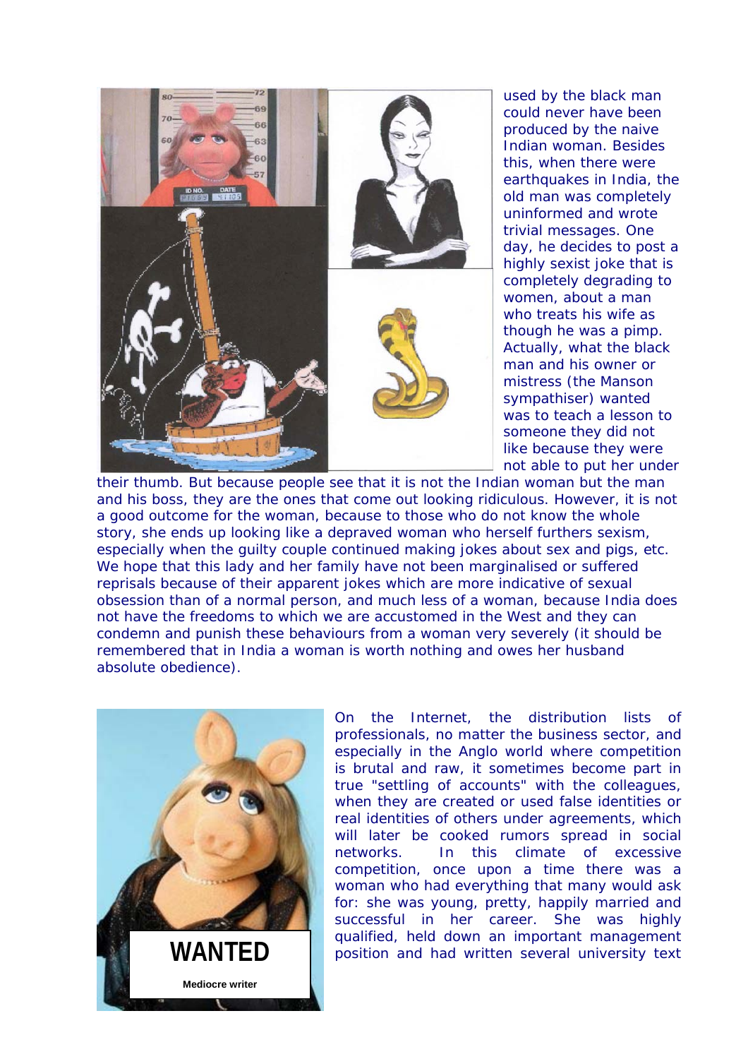used by the black man could never have been produced by the naive Indian woman. Besides this, when there were earthquakes in India, the old man was completely uninformed and wrote trivial messages. One day, he decides to post a highly sexist joke that is completely degrading to women, about a man who treats his wife as though he was a pimp. Actually, what the black man and his owner or mistress (the Manson sympathiser) wanted was to teach a lesson to someone they did not like because they were not able to put her under their thumb. But because people see that it is not the Indian woman but the man and his boss, they are the ones that come out looking ridiculous. However, it is not a good outcome for the woman, because to those who do not know the whole story, she ends up looking like a depraved woman who herself furthers sexism, especially when the guilty couple continued making jokes about sex and pigs, etc. We hope that this lady and her family have not been marginalised or suffered reprisals because of their apparent jokes which are more indicative of sexual obsession than of a normal person, and much less of a woman, because India does not have the freedoms to which we are accustomed in the West and they can condemn and punish these behaviours from a woman very severely (it should be remembered that in India a woman is worth nothing and owes her husband absolute obedience).

On the Internet, the distribution lists of professionals, no matter the business sector, and especially in the Anglo world where competition is brutal and raw, it sometimes become part in true "settling of accounts" with the colleagues, when they are created or used false identities or real identities of others under agreements, which will later be cooked rumors spread in social networks. In this climate of excessive competition, once upon a time there was a woman who had everything that many would ask for: she was young, pretty, happily married and successful in her career. She was highly qualified, held down an important management position and had written several university text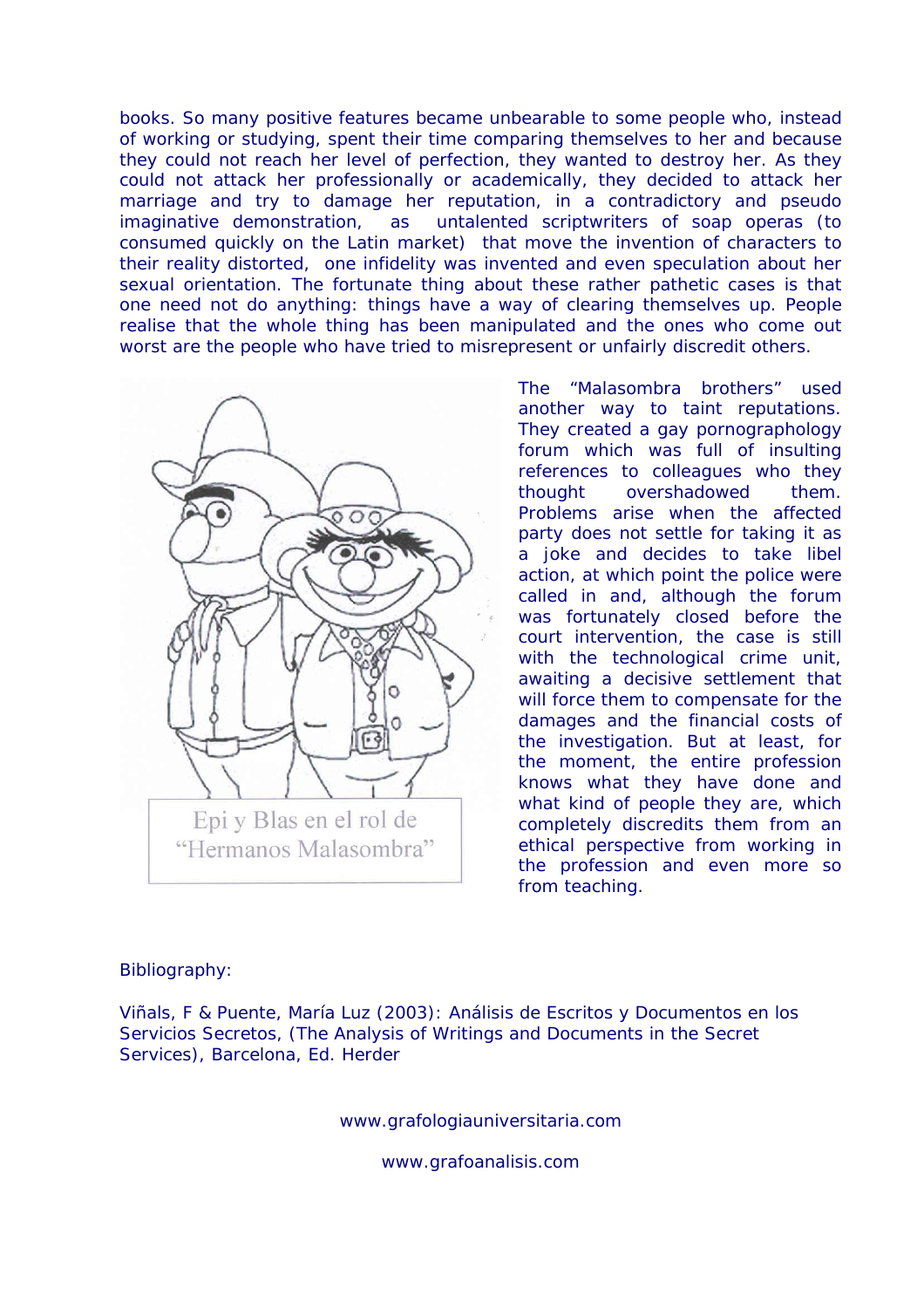books. So many positive features became unbearable to some people who, instead of working or studying, spent their time comparing themselves to her and because they could not reach her level of perfection, they wanted to destroy her. As they could not attack her professionally or academically, they decided to attack her marriage and try to damage her reputation, in a contradictory and pseudo imaginative demonstration, as untalented scriptwriters of soap operas (to consumed quickly on the Latin market) that move the invention of characters to their reality distorted, one infidelity was invented and even speculation about her sexual orientation. The fortunate thing about these rather pathetic cases is that one need not do anything: things have a way of clearing themselves up. People realise that the whole thing has been manipulated and the ones who come out worst are the people who have tried to misrepresent or unfairly discredit others.

Epi y Blas en el rol de "Hermanos Malasombra"

The "Malasombra brothers" used another way to taint reputations. They created a gay pornographology forum which was full of insulting references to colleagues who they thought overshadowed them. Problems arise when the affected party does not settle for taking it as a joke and decides to take libel action, at which point the police were called in and, although the forum was fortunately closed before the court intervention, the case is still with the technological crime unit, awaiting a decisive settlement that will force them to compensate for the damages and the financial costs of the investigation. But at least, for the moment, the entire profession knows what they have done and what kind of people they are, which completely discredits them from an ethical perspective from working in the profession and even more so from teaching.

Bibliography:

Viñals, F & Puente, María Luz (2003): Análisis de Escritos y Documentos en los Servicios Secretos, (The Analysis of Writings and Documents in the Secret Services), Barcelona, Ed. Herder

www.grafologiauniversitaria.com

www.grafoanalisis.com